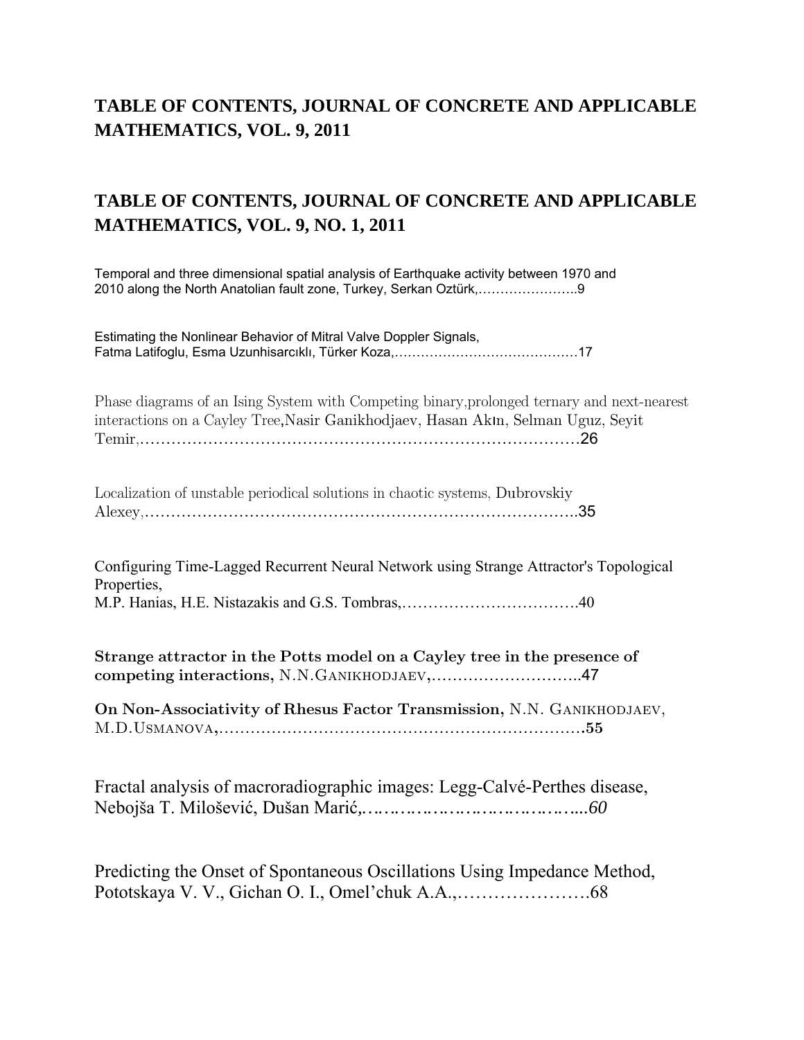## TABLE OF CONTENTS, JOURNAL OF CONCRETE AND APPLICABLE MATHEMATICS, VOL. 9, 2011

## TABLE OF CONTENTS, JOURNAL OF CONCRETE AND APPLICABLE MATHEMATICS, VOL. 9, NO. 1, 2011

Temporal and three dimensional spatial analysis of Earthquake activity between 1970 and 2010 along the North Anatolian fault zone, Turkey, Serkan Oztürk,…………………..9

Estimating the Nonlinear Behavior of Mitral Valve Doppler Signals, Fatma Latifoglu, Esma Uzunhisarcıklı, Türker Koza,……………………………………17

Phase diagrams of an Ising System with Competing binary,prolonged ternary and next-nearest interactions on a Cayley Tree,Nasir Ganikhodjaev, Hasan Akın, Selman Uguz, Seyit Temir,…………………………………………………………………………26

Localization of unstable periodical solutions in chaotic systems, Dubrovskiy Alexey,………………………………………………………………………..35

Configuring Time-Lagged Recurrent Neural Network using Strange Attractor's Topological Properties, M.P. Hanias, H.E. Nistazakis and G.S. Tombras,……………………………40

**Strange attractor in the Potts model on a Cayley tree in the presence of competing interactions,** N.N.Ganikhodjaev,………………………..47

**On Non-Associativity of Rhesus Factor Transmission,** N.N. Ganikhodjaev, M.D.Usmanova,……………………………………………………………**55**

Fractal analysis of macroradiographic images: Legg-Calvé-Perthes disease, Nebojša T. Milošević, Dušan Marić,…………………………………...*60*

Predicting the Onset of Spontaneous Oscillations Using Impedance Method, Pototskaya V. V., Gichan O. I., Omel'chuk A.A.,………………….68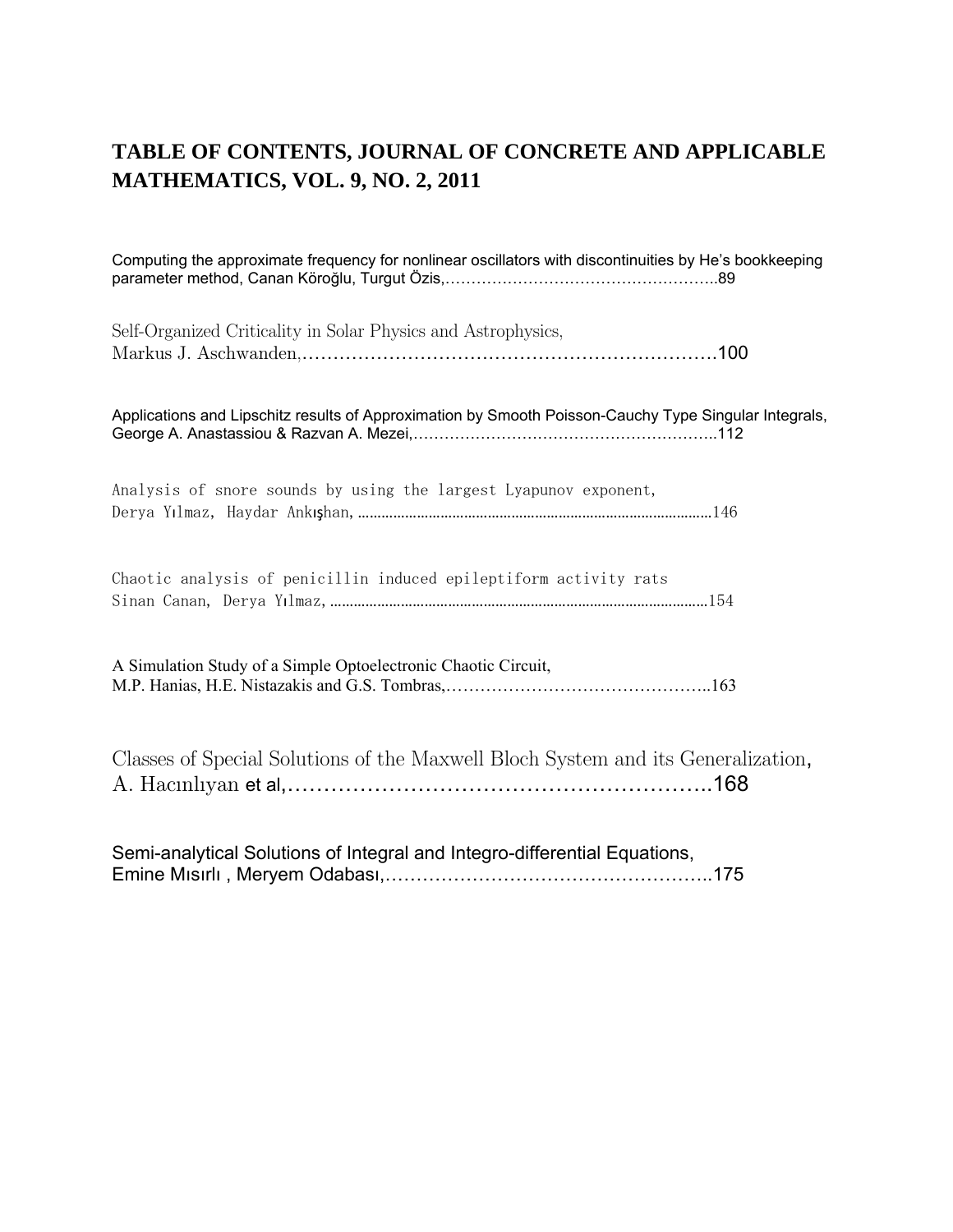# TABLE OF CONTENTS, JOURNAL OF CONCRETE AND APPLICABLE MATHEMATICS, VOL. 9, NO. 2, 2011

Computing the approximate frequency for nonlinear oscillators with discontinuities by He’s bookkeeping parameter method, Canan Köroğlu, Turgut Özis,……………………………………………..89

Self-Organized Criticality in Solar Physics and Astrophysics, Markus J. Aschwanden,……………………………………………………………100

Applications and Lipschitz results of Approximation by Smooth Poisson-Cauchy Type Singular Integrals, George A. Anastassiou & Razvan A. Mezei,…………………………………………………..112

Analysis of snore sounds by using the largest Lyapunov exponent, Derya Yılmaz, Haydar Ankışhan,……………………………………………………………146

Chaotic analysis of penicillin induced epileptiform activity rats Sinan Canan, Derya Yılmaz,……………………………………………………………154

A Simulation Study of a Simple Optoelectronic Chaotic Circuit, M.P. Hanias, H.E. Nistazakis and G.S. Tombras,………………………………………..163

Classes of Special Solutions of the Maxwell Bloch System and its Generalization, A. Hacınlıyan et al,……………………………………………………..168

Semi-analytical Solutions of Integral and Integro-differential Equations, Emine Mısırlı , Meryem Odabası,……………………………………………..175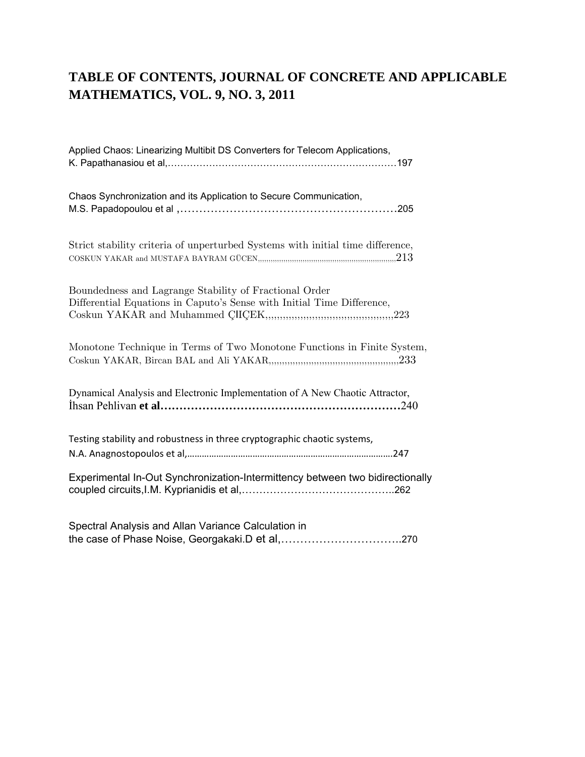# TABLE OF CONTENTS, JOURNAL OF CONCRETE AND APPLICABLE MATHEMATICS, VOL. 9, NO. 3, 2011

Applied Chaos: Linearizing Multibit DS Converters for Telecom Applications,
K. Papathanasiou et al,……………………………………………………………197

Chaos Synchronization and its Application to Secure Communication,
M.S. Papadopoulou et al ,……………………………………………………205

Strict stability criteria of unperturbed Systems with initial time difference,
COSKUN YAKAR and MUSTAFA BAYRAM GÜCEN,,,,,,,,,,,,,,,,,,,,,,,,,,,,,,,,,,,,,,,,,,,,,,,,,,,,,,,,,,,,,,,,,,,,,,,213

Boundedness and Lagrange Stability of Fractional Order
Differential Equations in Caputo's Sense with Initial Time Difference,
Coskun YAKAR and Muhammed ÇIIÇEK,,,,,,,,,,,,,,,,,,,,,,,,,,,,,,,,,,,,,,,,,,,,,223

Monotone Technique in Terms of Two Monotone Functions in Finite System,
Coskun YAKAR, Bircan BAL and Ali YAKAR,,,,,,,,,,,,,,,,,,,,,,,,,,,,,,,,,,,,,,,,,,,,,,,,,,,,233

Dynamical Analysis and Electronic Implementation of A New Chaotic Attractor,
İhsan Pehlivan **et al………………………………………………………**240

Testing stability and robustness in three cryptographic chaotic systems,
N.A. Anagnostopoulos et al,…………………………………………………………………………247

Experimental In-Out Synchronization-Intermittency between two bidirectionally coupled circuits,I.M. Kyprianidis et al,……………………………………..262

Spectral Analysis and Allan Variance Calculation in
the case of Phase Noise, Georgakaki.D et al,…………………………..270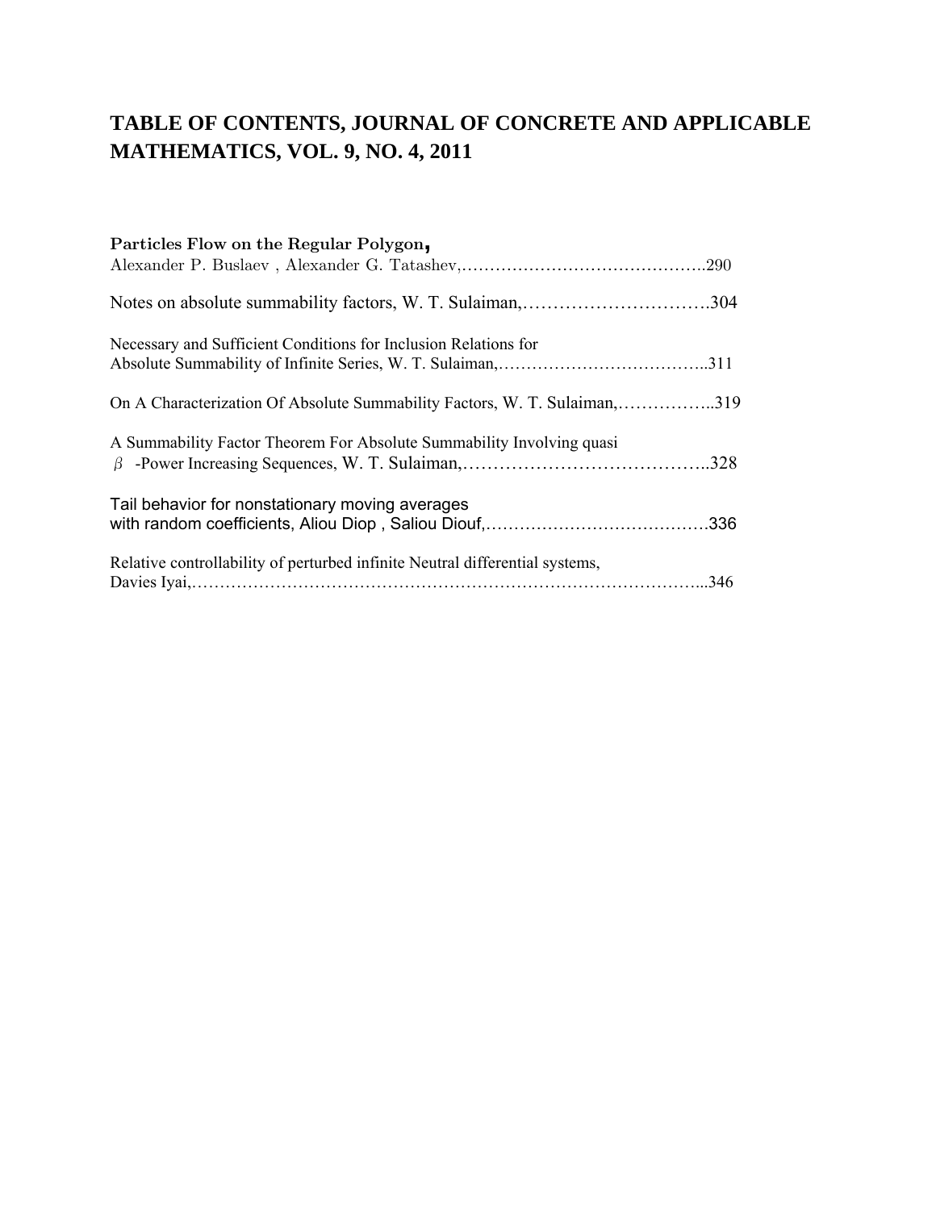# TABLE OF CONTENTS, JOURNAL OF CONCRETE AND APPLICABLE MATHEMATICS, VOL. 9, NO. 4, 2011

**Particles Flow on the Regular Polygon,**
Alexander P. Buslaev , Alexander G. Tatashev,……………………………………..290

Notes on absolute summability factors, W. T. Sulaiman,………………………….304

Necessary and Sufficient Conditions for Inclusion Relations for
Absolute Summability of Infinite Series, W. T. Sulaiman,………………………………..311

On A Characterization Of Absolute Summability Factors, W. T. Sulaiman,……………..319

A Summability Factor Theorem For Absolute Summability Involving quasi
$\beta$ -Power Increasing Sequences, W. T. Sulaiman,…………………………………..328

Tail behavior for nonstationary moving averages
with random coefficients, Aliou Diop , Saliou Diouf,………………………………….336

Relative controllability of perturbed infinite Neutral differential systems,
Davies Iyai,……………………………………………………………………………...346